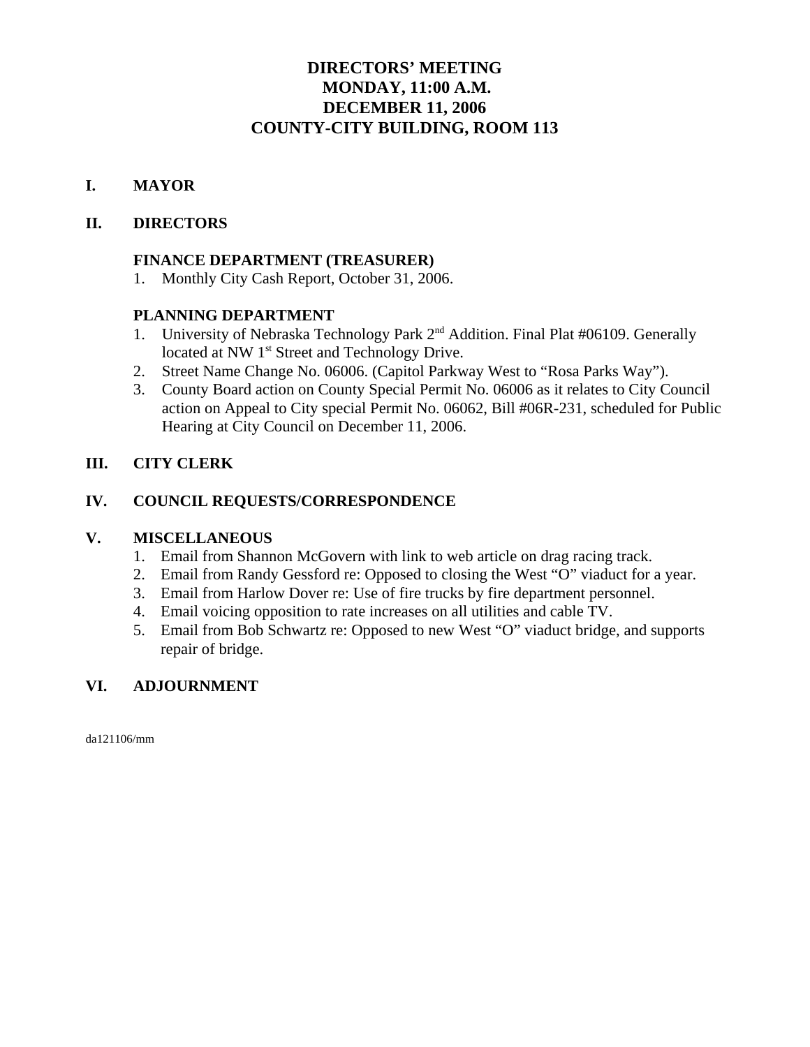# DIRECTORS' MEETING
# MONDAY, 11:00 A.M.
# DECEMBER 11, 2006
# COUNTY-CITY BUILDING, ROOM 113

## I. MAYOR

## II. DIRECTORS

### FINANCE DEPARTMENT (TREASURER)

1. Monthly City Cash Report, October 31, 2006.

### PLANNING DEPARTMENT

1. University of Nebraska Technology Park 2nd Addition. Final Plat #06109. Generally located at NW 1st Street and Technology Drive.
2. Street Name Change No. 06006. (Capitol Parkway West to "Rosa Parks Way").
3. County Board action on County Special Permit No. 06006 as it relates to City Council action on Appeal to City special Permit No. 06062, Bill #06R-231, scheduled for Public Hearing at City Council on December 11, 2006.

## III. CITY CLERK

## IV. COUNCIL REQUESTS/CORRESPONDENCE

## V. MISCELLANEOUS

1. Email from Shannon McGovern with link to web article on drag racing track.
2. Email from Randy Gessford re: Opposed to closing the West "O" viaduct for a year.
3. Email from Harlow Dover re: Use of fire trucks by fire department personnel.
4. Email voicing opposition to rate increases on all utilities and cable TV.
5. Email from Bob Schwartz re: Opposed to new West "O" viaduct bridge, and supports repair of bridge.

## VI. ADJOURNMENT

da121106/mm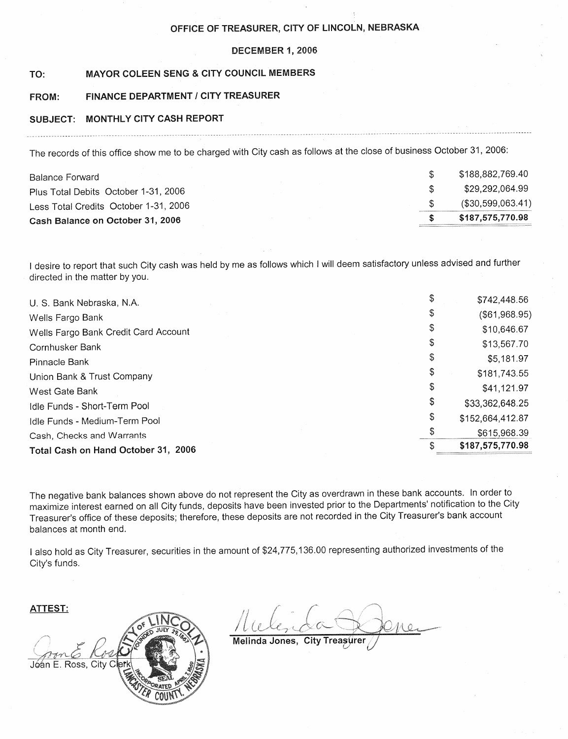**OFFICE OF TREASURER, CITY OF LINCOLN, NEBRASKA**

**DECEMBER 1, 2006**

**TO:** **MAYOR COLEEN SENG & CITY COUNCIL MEMBERS**

**FROM:** **FINANCE DEPARTMENT / CITY TREASURER**

**SUBJECT:** **MONTHLY CITY CASH REPORT**

---

The records of this office show me to be charged with City cash as follows at the close of business October 31, 2006:

| | | |
|---|---|---|
| Balance Forward | $ | $188,882,769.40 |
| Plus Total Debits October 1-31, 2006 | $ | $29,292,064.99 |
| Less Total Credits October 1-31, 2006 | $ | ($30,599,063.41) |
| **Cash Balance on October 31, 2006** | **$** | **$187,575,770.98** |

I desire to report that such City cash was held by me as follows which I will deem satisfactory unless advised and further directed in the matter by you.

| | | |
|---|---|---|
| U. S. Bank Nebraska, N.A. | $ | $742,448.56 |
| Wells Fargo Bank | $ | ($61,968.95) |
| Wells Fargo Bank Credit Card Account | $ | $10,646.67 |
| Cornhusker Bank | $ | $13,567.70 |
| Pinnacle Bank | $ | $5,181.97 |
| Union Bank & Trust Company | $ | $181,743.55 |
| West Gate Bank | $ | $41,121.97 |
| Idle Funds - Short-Term Pool | $ | $33,362,648.25 |
| Idle Funds - Medium-Term Pool | $ | $152,664,412.87 |
| Cash, Checks and Warrants | $ | $615,968.39 |
| **Total Cash on Hand October 31, 2006** | $ | **$187,575,770.98** |

The negative bank balances shown above do not represent the City as overdrawn in these bank accounts. In order to maximize interest earned on all City funds, deposits have been invested prior to the Departments' notification to the City Treasurer's office of these deposits; therefore, these deposits are not recorded in the City Treasurer's bank account balances at month end.

I also hold as City Treasurer, securities in the amount of $24,775,136.00 representing authorized investments of the City's funds.

**ATTEST:**

Joan E. Ross, City Clerk

Melinda Jones, City Treasurer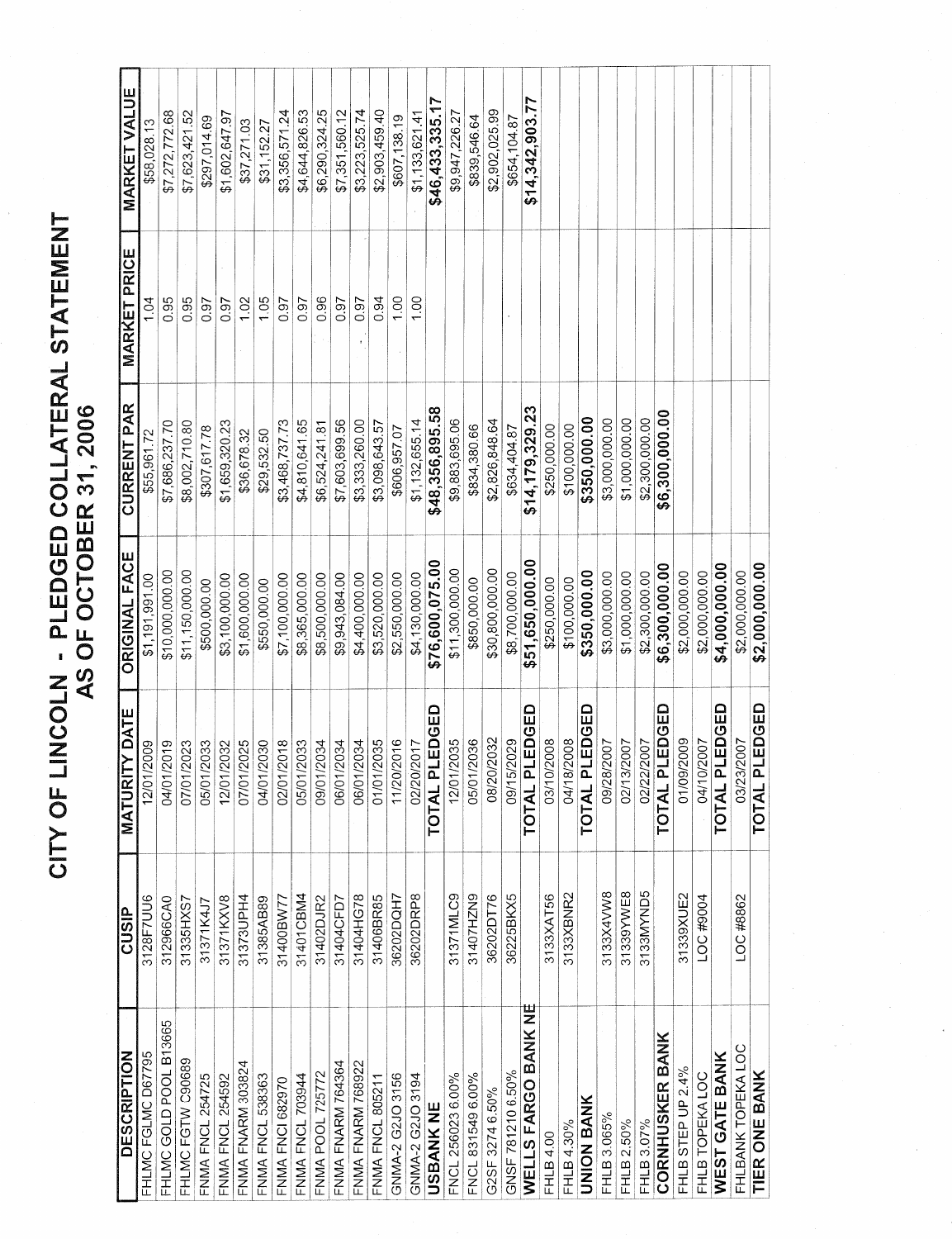# CITY OF LINCOLN - PLEDGED COLLATERAL STATEMENT
## AS OF OCTOBER 31, 2006

| DESCRIPTION | CUSIP | MATURITY DATE | ORIGINAL FACE | CURRENT PAR | MARKET PRICE | MARKET VALUE |
|---|---|---|---|---|---|---|
| FHLMC FGLMC D67795 | 3128F7UU6 | 12/01/2009 | $1,191,991.00 | $55,961.72 | 1.04 | $58,028.13 |
| FHLMC GOLD POOL B13665 | 312966CA0 | 04/01/2019 | $10,000,000.00 | $7,686,237.70 | 0.95 | $7,272,772.68 |
| FHLMC FGTW C90689 | 31335HXS7 | 07/01/2023 | $11,150,000.00 | $8,002,710.80 | 0.95 | $7,623,421.52 |
| FNMA FNCL 254725 | 31371K4J7 | 05/01/2033 | $500,000.00 | $307,617.78 | 0.97 | $297,014.69 |
| FNMA FNCL 254592 | 31371KXV8 | 12/01/2032 | $3,100,000.00 | $1,659,320.23 | 0.97 | $1,602,647.97 |
| FNMA FNARM 303824 | 31373UPH4 | 07/01/2025 | $1,600,000.00 | $36,678.32 | 1.02 | $37,271.03 |
| FNMA FNCL 538363 | 31385AB89 | 04/01/2030 | $550,000.00 | $29,532.50 | 1.05 | $31,152.27 |
| FNMA FNCI 682970 | 31400BW77 | 02/01/2018 | $7,100,000.00 | $3,468,737.73 | 0.97 | $3,356,571.24 |
| FNMA FNCL 703944 | 31401CBM4 | 05/01/2033 | $8,365,000.00 | $4,810,641.65 | 0.97 | $4,644,826.53 |
| FNMA POOL 725772 | 31402DJR2 | 09/01/2034 | $8,500,000.00 | $6,524,241.81 | 0.96 | $6,290,324.25 |
| FNMA FNARM 764364 | 31404CFD7 | 06/01/2034 | $9,943,084.00 | $7,603,699.56 | 0.97 | $7,351,560.12 |
| FNMA FNARM 768922 | 31404HG78 | 06/01/2034 | $4,400,000.00 | $3,333,260.00 | 0.97 | $3,223,525.74 |
| FNMA FNCL 805211 | 31406BR85 | 01/01/2035 | $3,520,000.00 | $3,098,643.57 | 0.94 | $2,903,459.40 |
| GNMA-2 G2JO 3156 | 36202DQH7 | 11/20/2016 | $2,550,000.00 | $606,957.07 | 1.00 | $607,138.19 |
| GNMA-2 G2JO 3194 | 36202DRP8 | 02/20/2017 | $4,130,000.00 | $1,132,655.14 | 1.00 | $1,133,621.41 |
| **USBANK NE** | | **TOTAL PLEDGED** | **$76,600,075.00** | **$48,356,895.58** | | **$46,433,335.17** |
| FNCL 256023 6.00% | 31371MLC9 | 12/01/2035 | $11,300,000.00 | $9,883,695.06 | | $9,947,226.27 |
| FNCL 831549 6.00% | 31407HZN9 | 05/01/2036 | $850,000.00 | $834,380.66 | | $839,546.64 |
| G2SF 3274 6.50% | 36202DT76 | 08/20/2032 | $30,800,000.00 | $2,826,848.64 | | $2,902,025.99 |
| GNSF 781210 6.50% | 36225BKX5 | 09/15/2029 | $8,700,000.00 | $634,404.87 | | $654,104.87 |
| **WELLS FARGO BANK NE** | | **TOTAL PLEDGED** | **$51,650,000.00** | **$14,179,329.23** | | **$14,342,903.77** |
| FHLB 4.00 | 3133XAT56 | 03/10/2008 | $250,000.00 | $250,000.00 | | |
| FHLB 4.30% | 3133XBNR2 | 04/18/2008 | $100,000.00 | $100,000.00 | | |
| **UNION BANK** | | **TOTAL PLEDGED** | **$350,000.00** | **$350,000.00** | | |
| FHLB 3.065% | 3133X4VW8 | 09/28/2007 | $3,000,000.00 | $3,000,000.00 | | |
| FHLB 2.50% | 31339YWE8 | 02/13/2007 | $1,000,000.00 | $1,000,000.00 | | |
| FHLB 3.07% | 3133MYND5 | 02/22/2007 | $2,300,000.00 | $2,300,000.00 | | |
| **CORNHUSKER BANK** | | **TOTAL PLEDGED** | **$6,300,000.00** | **$6,300,000.00** | | |
| FHLB STEP UP 2.4% | 31339XUE2 | 01/09/2009 | $2,000,000.00 | | | |
| FHLB TOPEKA LOC | LOC #9004 | 04/10/2007 | $2,000,000.00 | | | |
| **WEST GATE BANK** | | **TOTAL PLEDGED** | **$4,000,000.00** | | | |
| FHLBANK TOPEKA LOC | LOC #8862 | 03/23/2007 | $2,000,000.00 | | | |
| **TIER ONE BANK** | | **TOTAL PLEDGED** | **$2,000,000.00** | | | |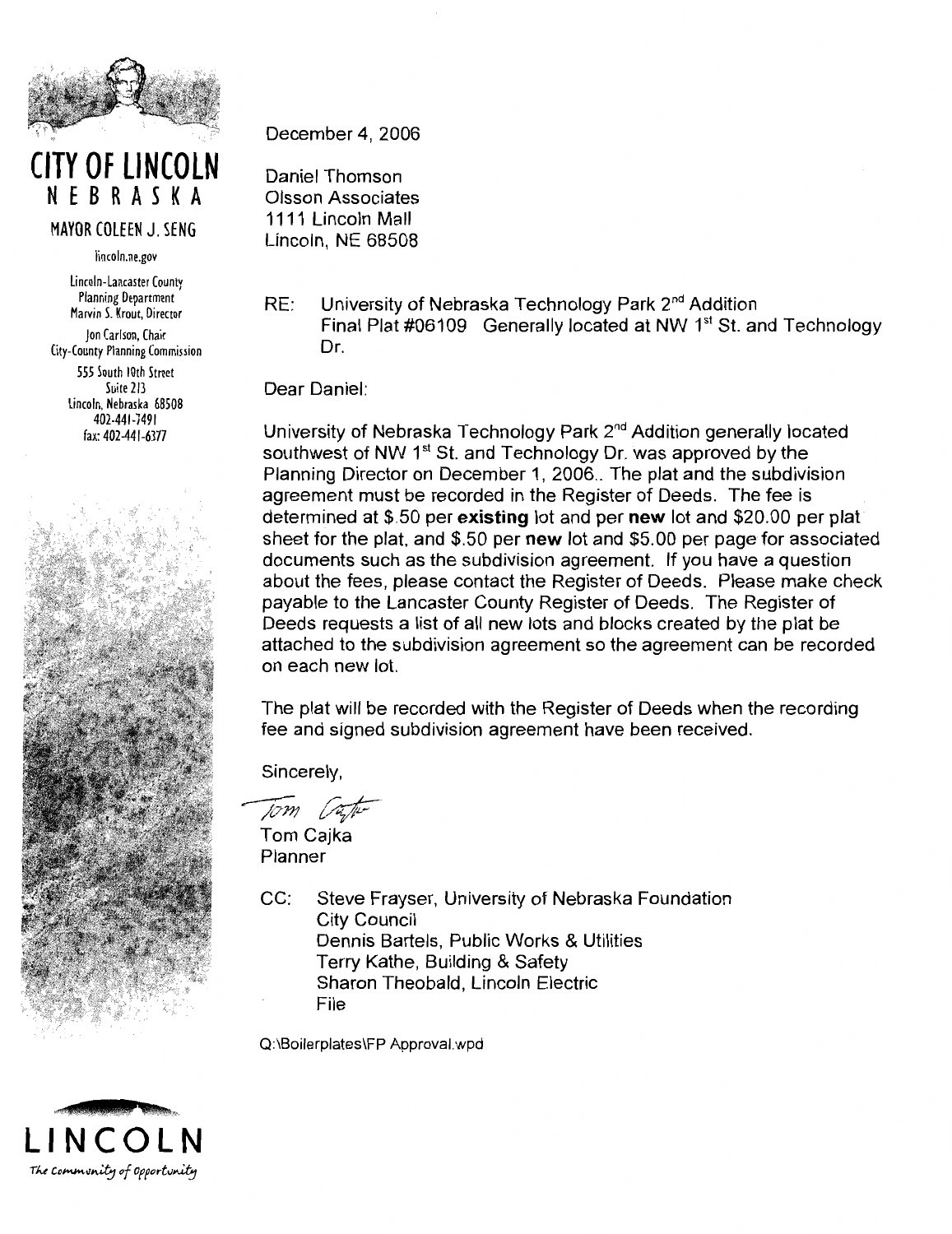**CITY OF LINCOLN**
**NEBRASKA**

MAYOR COLEEN J. SENG

lincoln.ne.gov

Lincoln-Lancaster County
Planning Department
Marvin S. Krout, Director

Jon Carlson, Chair
City-County Planning Commission

555 South 10th Street
Suite 213
Lincoln, Nebraska 68508
402-441-7491
fax: 402-441-6377

December 4, 2006

Daniel Thomson
Olsson Associates
1111 Lincoln Mall
Lincoln, NE 68508

RE: University of Nebraska Technology Park 2nd Addition
Final Plat #06109 Generally located at NW 1st St. and Technology Dr.

Dear Daniel:

University of Nebraska Technology Park 2nd Addition generally located southwest of NW 1st St. and Technology Dr. was approved by the Planning Director on December 1, 2006.. The plat and the subdivision agreement must be recorded in the Register of Deeds. The fee is determined at $.50 per **existing** lot and per **new** lot and $20.00 per plat sheet for the plat, and $.50 per **new** lot and $5.00 per page for associated documents such as the subdivision agreement. If you have a question about the fees, please contact the Register of Deeds. Please make check payable to the Lancaster County Register of Deeds. The Register of Deeds requests a list of all new lots and blocks created by the plat be attached to the subdivision agreement so the agreement can be recorded on each new lot.

The plat will be recorded with the Register of Deeds when the recording fee and signed subdivision agreement have been received.

Sincerely,

Tom Cajka
Planner

CC: Steve Frayser, University of Nebraska Foundation
City Council
Dennis Bartels, Public Works & Utilities
Terry Kathe, Building & Safety
Sharon Theobald, Lincoln Electric
File

Q:\Boilerplates\FP Approval.wpd

**LINCOLN**
*The Community of Opportunity*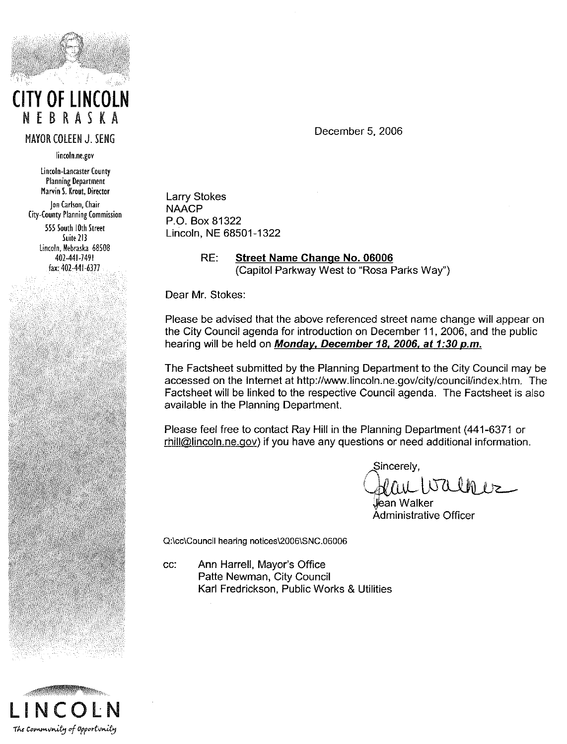**CITY OF LINCOLN**
**NEBRASKA**

MAYOR COLEEN J. SENG

lincoln.ne.gov

Lincoln-Lancaster County
Planning Department
Marvin S. Krout, Director

Jon Carlson, Chair
City-County Planning Commission

555 South 10th Street
Suite 213
Lincoln, Nebraska 68508
402-441-7491
fax: 402-441-6377

December 5, 2006

Larry Stokes
NAACP
P.O. Box 81322
Lincoln, NE 68501-1322

RE: **Street Name Change No. 06006**
(Capitol Parkway West to "Rosa Parks Way")

Dear Mr. Stokes:

Please be advised that the above referenced street name change will appear on the City Council agenda for introduction on December 11, 2006, and the public hearing will be held on ***Monday, December 18, 2006, at 1:30 p.m.***

The Factsheet submitted by the Planning Department to the City Council may be accessed on the Internet at http://www.lincoln.ne.gov/city/council/index.htm. The Factsheet will be linked to the respective Council agenda. The Factsheet is also available in the Planning Department.

Please feel free to contact Ray Hill in the Planning Department (441-6371 or rhill@lincoln.ne.gov) if you have any questions or need additional information.

Sincerely,

Jean Walker
Administrative Officer

Q:\cc\Council hearing notices\2006\SNC.06006

cc: Ann Harrell, Mayor's Office
Patte Newman, City Council
Karl Fredrickson, Public Works & Utilities

**LINCOLN**
*The Community of Opportunity*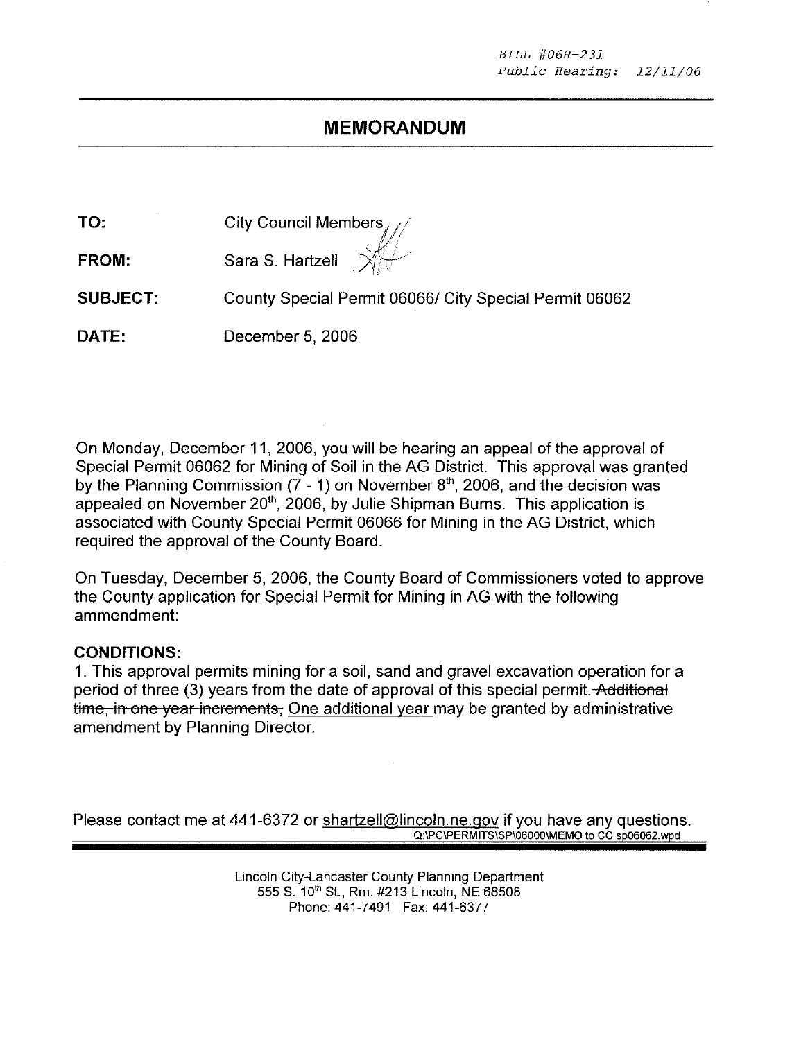*BILL #06R-231*
*Public Hearing: 12/11/06*

# MEMORANDUM

**TO:** City Council Members

**FROM:** Sara S. Hartzell

**SUBJECT:** County Special Permit 06066/ City Special Permit 06062

**DATE:** December 5, 2006

On Monday, December 11, 2006, you will be hearing an appeal of the approval of Special Permit 06062 for Mining of Soil in the AG District. This approval was granted by the Planning Commission (7 - 1) on November 8th, 2006, and the decision was appealed on November 20th, 2006, by Julie Shipman Burns. This application is associated with County Special Permit 06066 for Mining in the AG District, which required the approval of the County Board.

On Tuesday, December 5, 2006, the County Board of Commissioners voted to approve the County application for Special Permit for Mining in AG with the following ammendment:

**CONDITIONS:**

1. This approval permits mining for a soil, sand and gravel excavation operation for a period of three (3) years from the date of approval of this special permit. ~~Additional time, in one year increments,~~ <u>One additional year</u> may be granted by administrative amendment by Planning Director.

Please contact me at 441-6372 or shartzell@lincoln.ne.gov if you have any questions.

Q:\PC\PERMITS\SP\06000\MEMO to CC sp06062.wpd

Lincoln City-Lancaster County Planning Department
555 S. 10th St., Rm. #213 Lincoln, NE 68508
Phone: 441-7491 Fax: 441-6377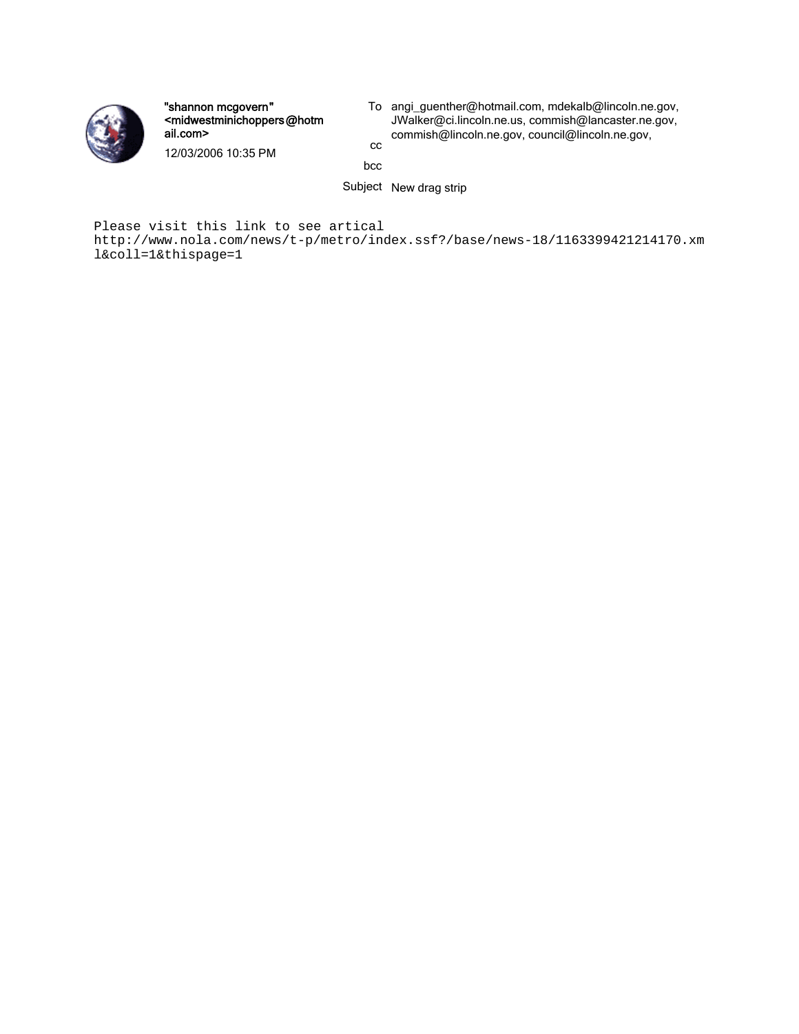"shannon mcgovern" <midwestminichoppers@hotmail.com>

12/03/2006 10:35 PM

To: angi_guenther@hotmail.com, mdekalb@lincoln.ne.gov, JWalker@ci.lincoln.ne.us, commish@lancaster.ne.gov, commish@lincoln.ne.gov, council@lincoln.ne.gov,

cc

bcc

Subject: New drag strip

Please visit this link to see artical
http://www.nola.com/news/t-p/metro/index.ssf?/base/news-18/1163399421214170.xml&coll=1&thispage=1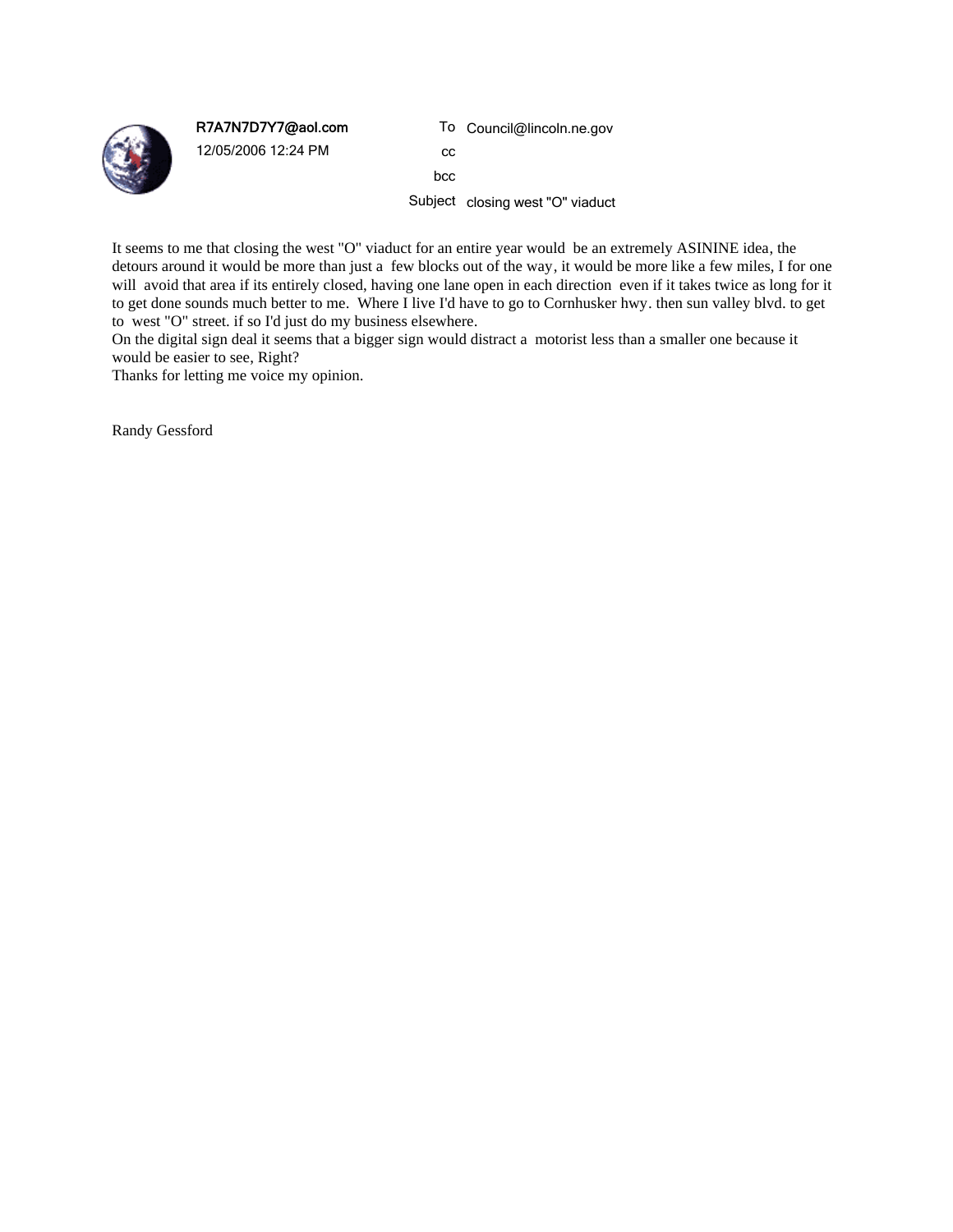R7A7N7D7Y7@aol.com
12/05/2006 12:24 PM

| | |
|---|---|
| To | Council@lincoln.ne.gov |
| cc | |
| bcc | |
| Subject | closing west "O" viaduct |

It seems to me that closing the west "O" viaduct for an entire year would be an extremely ASININE idea, the detours around it would be more than just a few blocks out of the way, it would be more like a few miles, I for one will avoid that area if its entirely closed, having one lane open in each direction even if it takes twice as long for it to get done sounds much better to me. Where I live I'd have to go to Cornhusker hwy. then sun valley blvd. to get to west "O" street. if so I'd just do my business elsewhere.
On the digital sign deal it seems that a bigger sign would distract a motorist less than a smaller one because it would be easier to see, Right?
Thanks for letting me voice my opinion.

Randy Gessford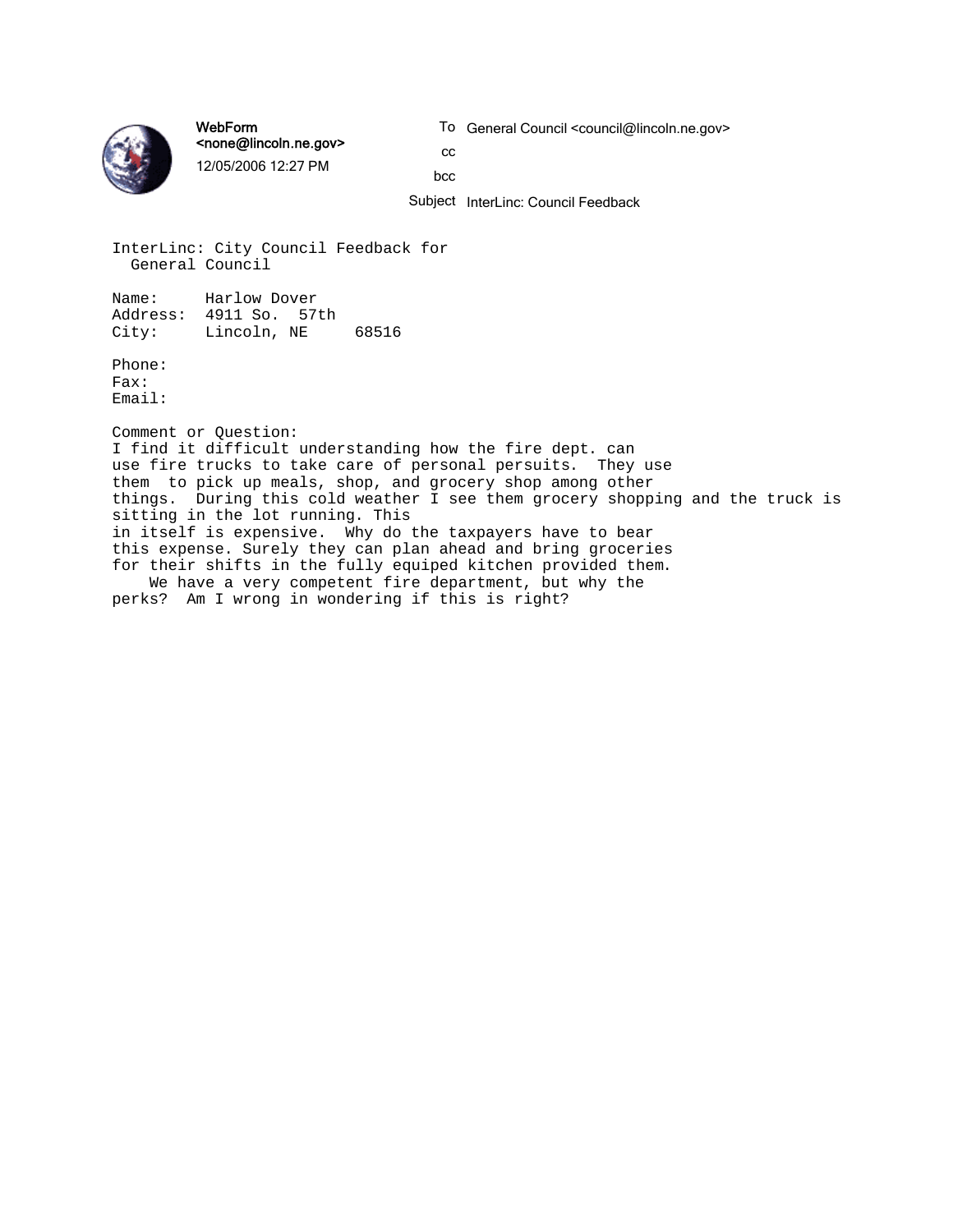**WebForm**
**<none@lincoln.ne.gov>**
12/05/2006 12:27 PM

To: General Council <council@lincoln.ne.gov>
cc:
bcc:
Subject: InterLinc: Council Feedback

InterLinc: City Council Feedback for General Council

Name: Harlow Dover
Address: 4911 So. 57th
City: Lincoln, NE 68516

Phone:
Fax:
Email:

Comment or Question:
I find it difficult understanding how the fire dept. can use fire trucks to take care of personal persuits. They use them to pick up meals, shop, and grocery shop among other things. During this cold weather I see them grocery shopping and the truck is sitting in the lot running. This in itself is expensive. Why do the taxpayers have to bear this expense. Surely they can plan ahead and bring groceries for their shifts in the fully equiped kitchen provided them.

We have a very competent fire department, but why the perks? Am I wrong in wondering if this is right?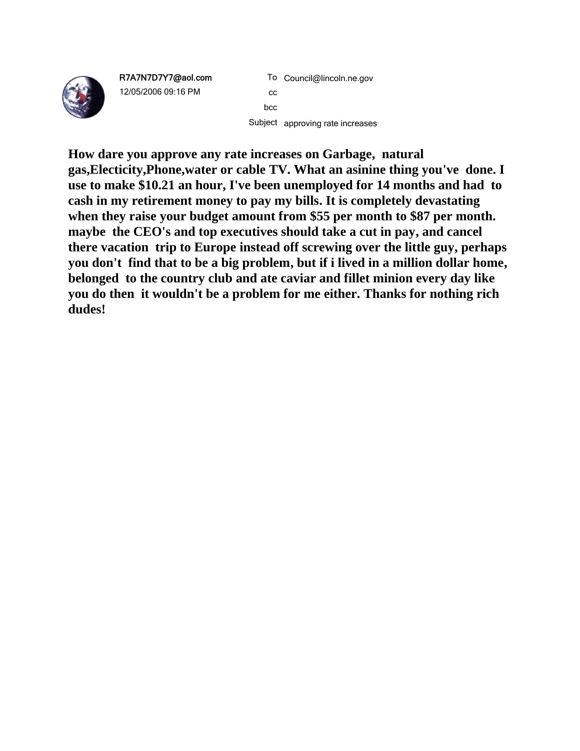R7A7N7D7Y7@aol.com
12/05/2006 09:16 PM

To Council@lincoln.ne.gov
cc
bcc
Subject approving rate increases

**How dare you approve any rate increases on Garbage, natural gas,Electicity,Phone,water or cable TV. What an asinine thing you've done. I use to make $10.21 an hour, I've been unemployed for 14 months and had to cash in my retirement money to pay my bills. It is completely devastating when they raise your budget amount from $55 per month to $87 per month. maybe the CEO's and top executives should take a cut in pay, and cancel there vacation trip to Europe instead off screwing over the little guy, perhaps you don't find that to be a big problem, but if i lived in a million dollar home, belonged to the country club and ate caviar and fillet minion every day like you do then it wouldn't be a problem for me either. Thanks for nothing rich dudes!**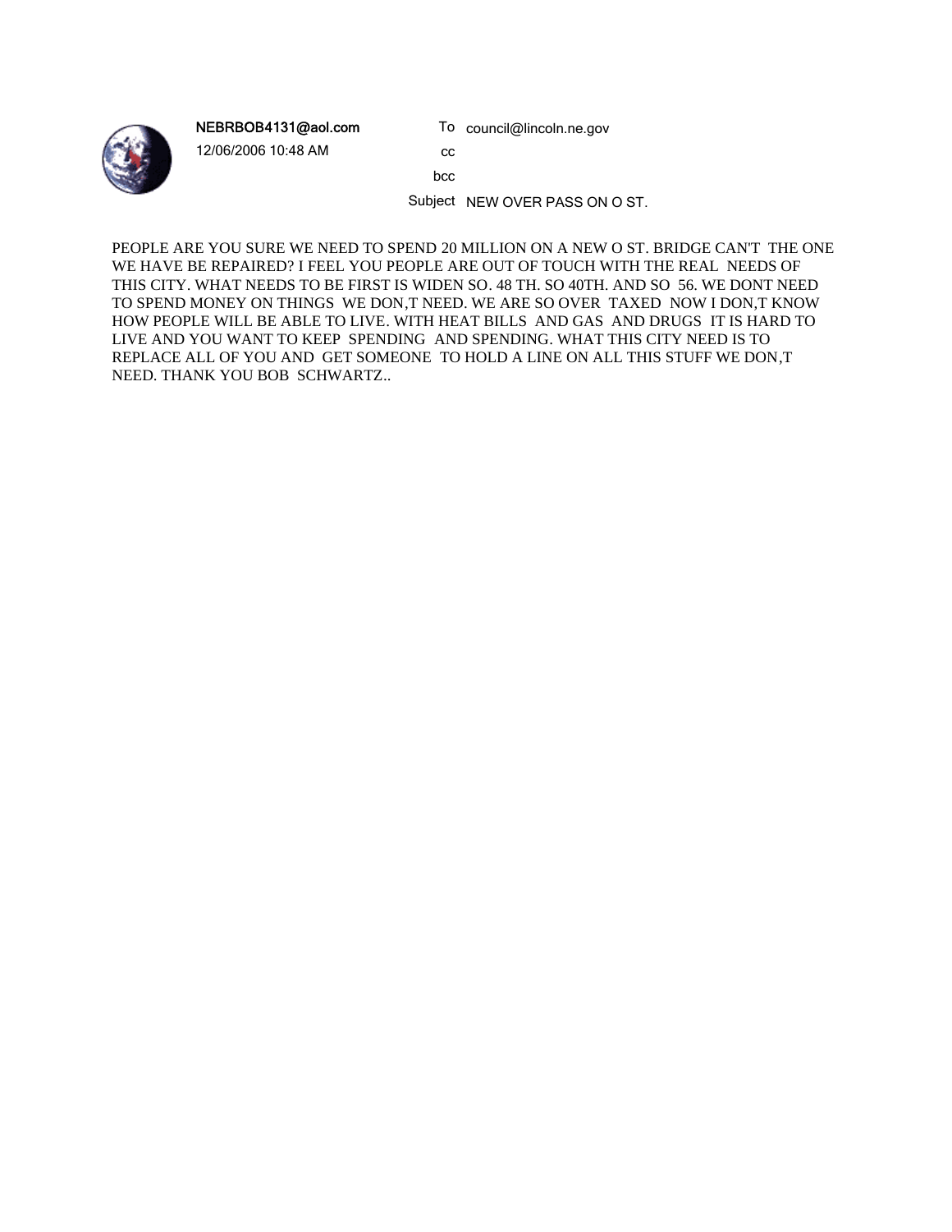**NEBRBOB4131@aol.com**
12/06/2006 10:48 AM

To: council@lincoln.ne.gov
cc:
bcc:
Subject: NEW OVER PASS ON O ST.

PEOPLE ARE YOU SURE WE NEED TO SPEND 20 MILLION ON A NEW O ST. BRIDGE CAN'T THE ONE WE HAVE BE REPAIRED? I FEEL YOU PEOPLE ARE OUT OF TOUCH WITH THE REAL NEEDS OF THIS CITY. WHAT NEEDS TO BE FIRST IS WIDEN SO. 48 TH. SO 40TH. AND SO 56. WE DONT NEED TO SPEND MONEY ON THINGS WE DON,T NEED. WE ARE SO OVER TAXED NOW I DON,T KNOW HOW PEOPLE WILL BE ABLE TO LIVE. WITH HEAT BILLS AND GAS AND DRUGS IT IS HARD TO LIVE AND YOU WANT TO KEEP SPENDING AND SPENDING. WHAT THIS CITY NEED IS TO REPLACE ALL OF YOU AND GET SOMEONE TO HOLD A LINE ON ALL THIS STUFF WE DON,T NEED. THANK YOU BOB SCHWARTZ..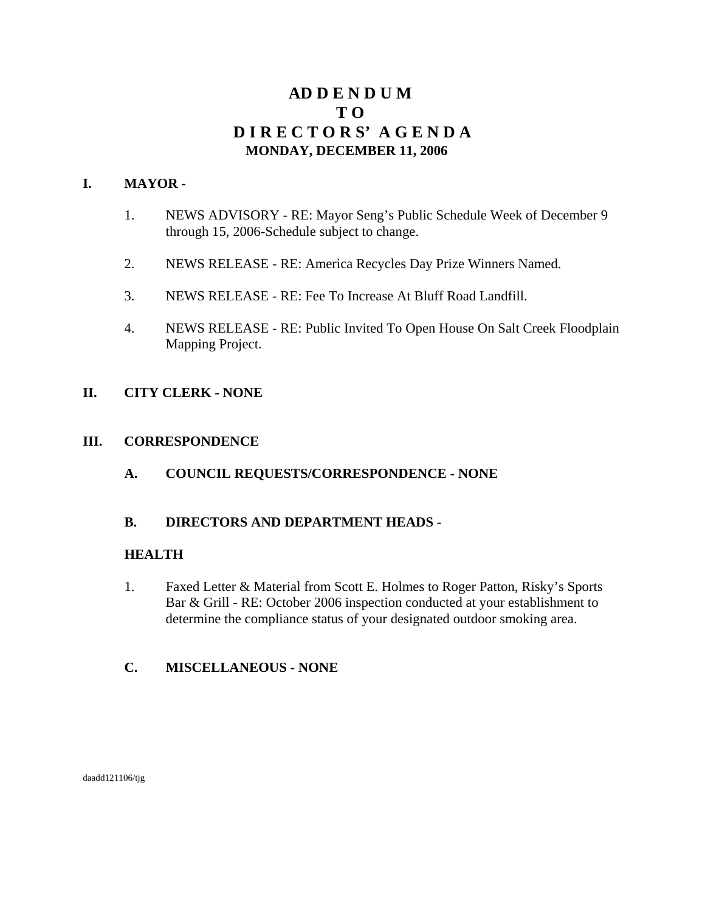# ADDENDUM TO DIRECTORS' AGENDA

**MONDAY, DECEMBER 11, 2006**

## I. MAYOR -

1. NEWS ADVISORY - RE: Mayor Seng's Public Schedule Week of December 9 through 15, 2006-Schedule subject to change.
2. NEWS RELEASE - RE: America Recycles Day Prize Winners Named.
3. NEWS RELEASE - RE: Fee To Increase At Bluff Road Landfill.
4. NEWS RELEASE - RE: Public Invited To Open House On Salt Creek Floodplain Mapping Project.

## II. CITY CLERK - NONE

## III. CORRESPONDENCE

### A. COUNCIL REQUESTS/CORRESPONDENCE - NONE

### B. DIRECTORS AND DEPARTMENT HEADS -

**HEALTH**

1. Faxed Letter & Material from Scott E. Holmes to Roger Patton, Risky's Sports Bar & Grill - RE: October 2006 inspection conducted at your establishment to determine the compliance status of your designated outdoor smoking area.

### C. MISCELLANEOUS - NONE

daadd121106/tjg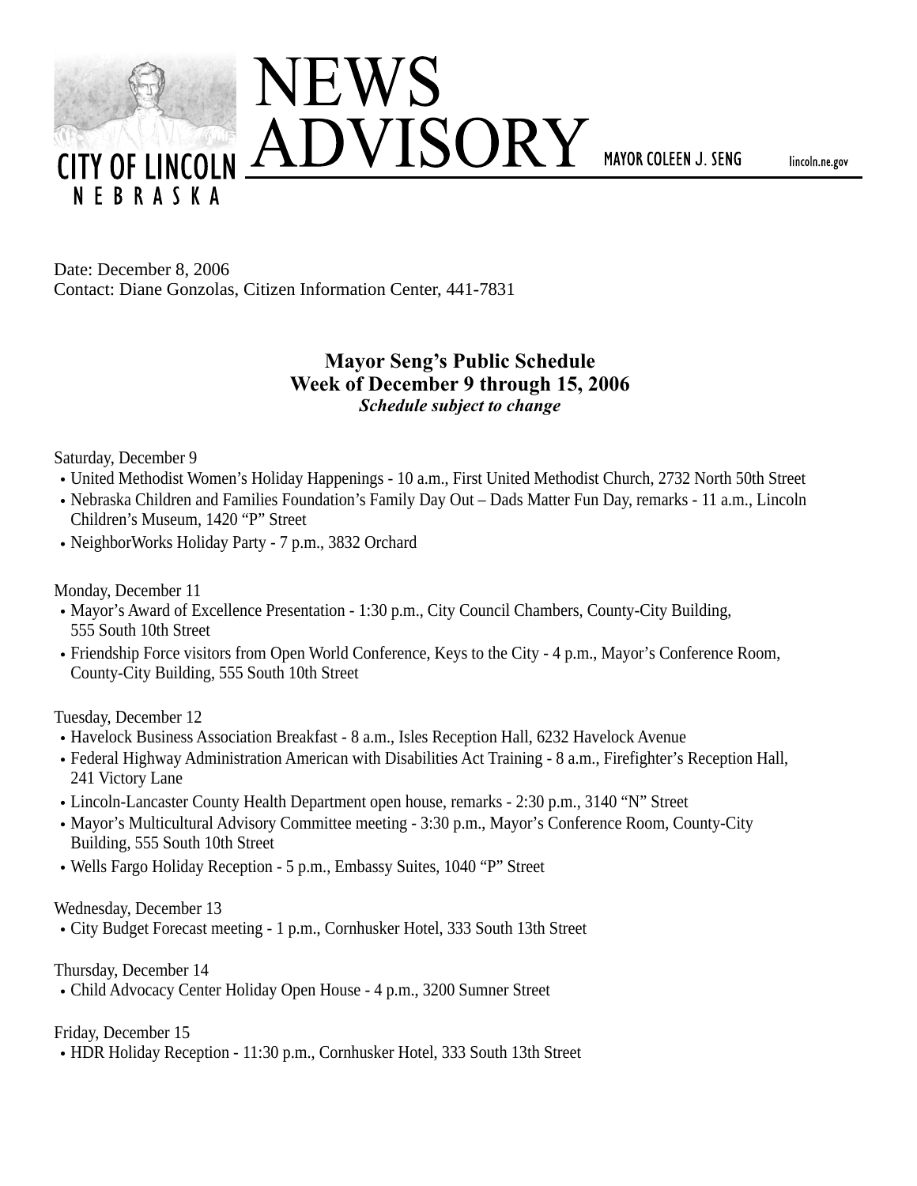# NEWS ADVISORY

CITY OF LINCOLN NEBRASKA

MAYOR COLEEN J. SENG lincoln.ne.gov

Date: December 8, 2006
Contact: Diane Gonzolas, Citizen Information Center, 441-7831

## Mayor Seng's Public Schedule
## Week of December 9 through 15, 2006
***Schedule subject to change***

Saturday, December 9

- United Methodist Women's Holiday Happenings - 10 a.m., First United Methodist Church, 2732 North 50th Street
- Nebraska Children and Families Foundation's Family Day Out – Dads Matter Fun Day, remarks - 11 a.m., Lincoln Children's Museum, 1420 "P" Street
- NeighborWorks Holiday Party - 7 p.m., 3832 Orchard

Monday, December 11

- Mayor's Award of Excellence Presentation - 1:30 p.m., City Council Chambers, County-City Building, 555 South 10th Street
- Friendship Force visitors from Open World Conference, Keys to the City - 4 p.m., Mayor's Conference Room, County-City Building, 555 South 10th Street

Tuesday, December 12

- Havelock Business Association Breakfast - 8 a.m., Isles Reception Hall, 6232 Havelock Avenue
- Federal Highway Administration American with Disabilities Act Training - 8 a.m., Firefighter's Reception Hall, 241 Victory Lane
- Lincoln-Lancaster County Health Department open house, remarks - 2:30 p.m., 3140 "N" Street
- Mayor's Multicultural Advisory Committee meeting - 3:30 p.m., Mayor's Conference Room, County-City Building, 555 South 10th Street
- Wells Fargo Holiday Reception - 5 p.m., Embassy Suites, 1040 "P" Street

Wednesday, December 13

- City Budget Forecast meeting - 1 p.m., Cornhusker Hotel, 333 South 13th Street

Thursday, December 14

- Child Advocacy Center Holiday Open House - 4 p.m., 3200 Sumner Street

Friday, December 15

- HDR Holiday Reception - 11:30 p.m., Cornhusker Hotel, 333 South 13th Street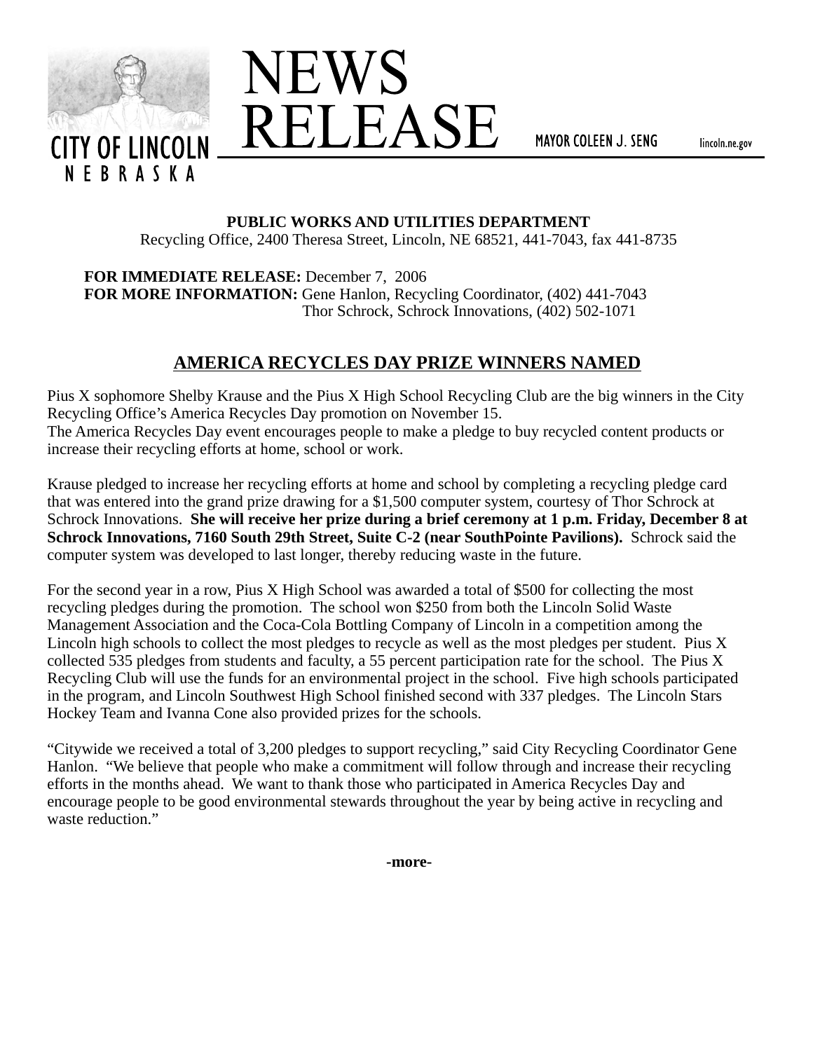CITY OF LINCOLN
NEBRASKA

# NEWS RELEASE

MAYOR COLEEN J. SENG lincoln.ne.gov

**PUBLIC WORKS AND UTILITIES DEPARTMENT**
Recycling Office, 2400 Theresa Street, Lincoln, NE 68521, 441-7043, fax 441-8735

**FOR IMMEDIATE RELEASE:** December 7, 2006
**FOR MORE INFORMATION:** Gene Hanlon, Recycling Coordinator, (402) 441-7043
Thor Schrock, Schrock Innovations, (402) 502-1071

## AMERICA RECYCLES DAY PRIZE WINNERS NAMED

Pius X sophomore Shelby Krause and the Pius X High School Recycling Club are the big winners in the City Recycling Office's America Recycles Day promotion on November 15.
The America Recycles Day event encourages people to make a pledge to buy recycled content products or increase their recycling efforts at home, school or work.

Krause pledged to increase her recycling efforts at home and school by completing a recycling pledge card that was entered into the grand prize drawing for a $1,500 computer system, courtesy of Thor Schrock at Schrock Innovations. **She will receive her prize during a brief ceremony at 1 p.m. Friday, December 8 at Schrock Innovations, 7160 South 29th Street, Suite C-2 (near SouthPointe Pavilions).** Schrock said the computer system was developed to last longer, thereby reducing waste in the future.

For the second year in a row, Pius X High School was awarded a total of $500 for collecting the most recycling pledges during the promotion. The school won $250 from both the Lincoln Solid Waste Management Association and the Coca-Cola Bottling Company of Lincoln in a competition among the Lincoln high schools to collect the most pledges to recycle as well as the most pledges per student. Pius X collected 535 pledges from students and faculty, a 55 percent participation rate for the school. The Pius X Recycling Club will use the funds for an environmental project in the school. Five high schools participated in the program, and Lincoln Southwest High School finished second with 337 pledges. The Lincoln Stars Hockey Team and Ivanna Cone also provided prizes for the schools.

"Citywide we received a total of 3,200 pledges to support recycling," said City Recycling Coordinator Gene Hanlon. "We believe that people who make a commitment will follow through and increase their recycling efforts in the months ahead. We want to thank those who participated in America Recycles Day and encourage people to be good environmental stewards throughout the year by being active in recycling and waste reduction."

**-more-**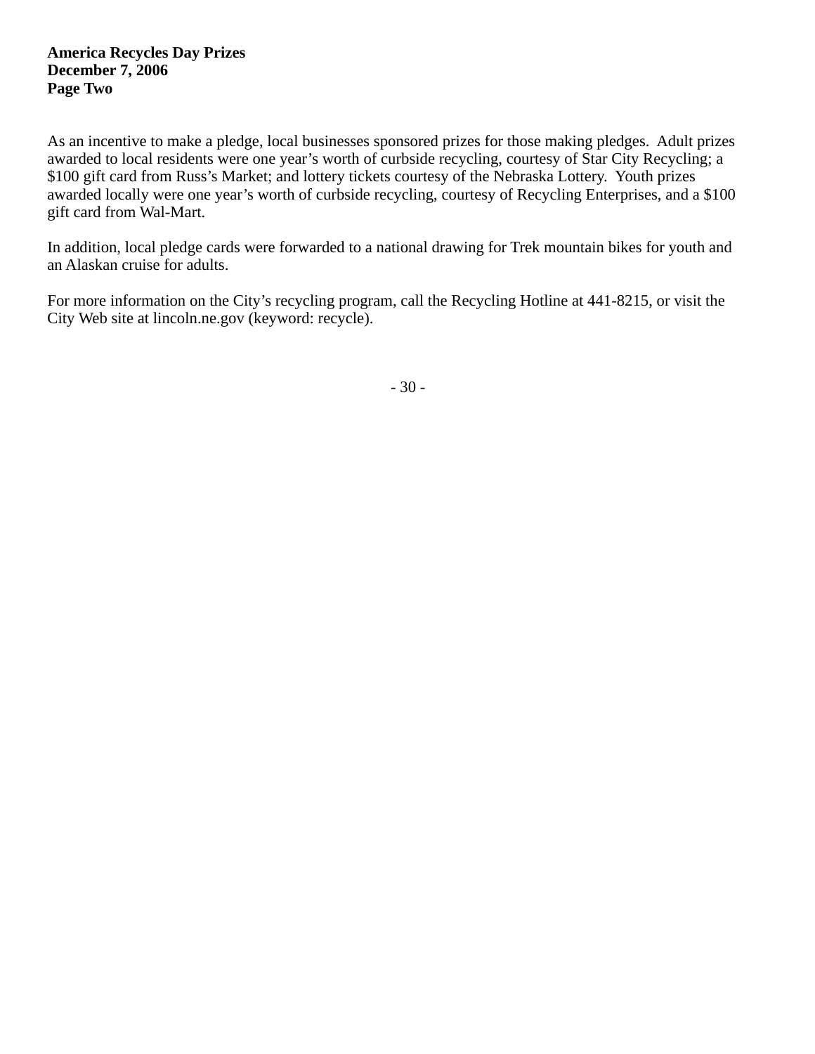**America Recycles Day Prizes**
**December 7, 2006**
**Page Two**

As an incentive to make a pledge, local businesses sponsored prizes for those making pledges. Adult prizes awarded to local residents were one year's worth of curbside recycling, courtesy of Star City Recycling; a $100 gift card from Russ's Market; and lottery tickets courtesy of the Nebraska Lottery. Youth prizes awarded locally were one year's worth of curbside recycling, courtesy of Recycling Enterprises, and a $100 gift card from Wal-Mart.

In addition, local pledge cards were forwarded to a national drawing for Trek mountain bikes for youth and an Alaskan cruise for adults.

For more information on the City's recycling program, call the Recycling Hotline at 441-8215, or visit the City Web site at lincoln.ne.gov (keyword: recycle).

- 30 -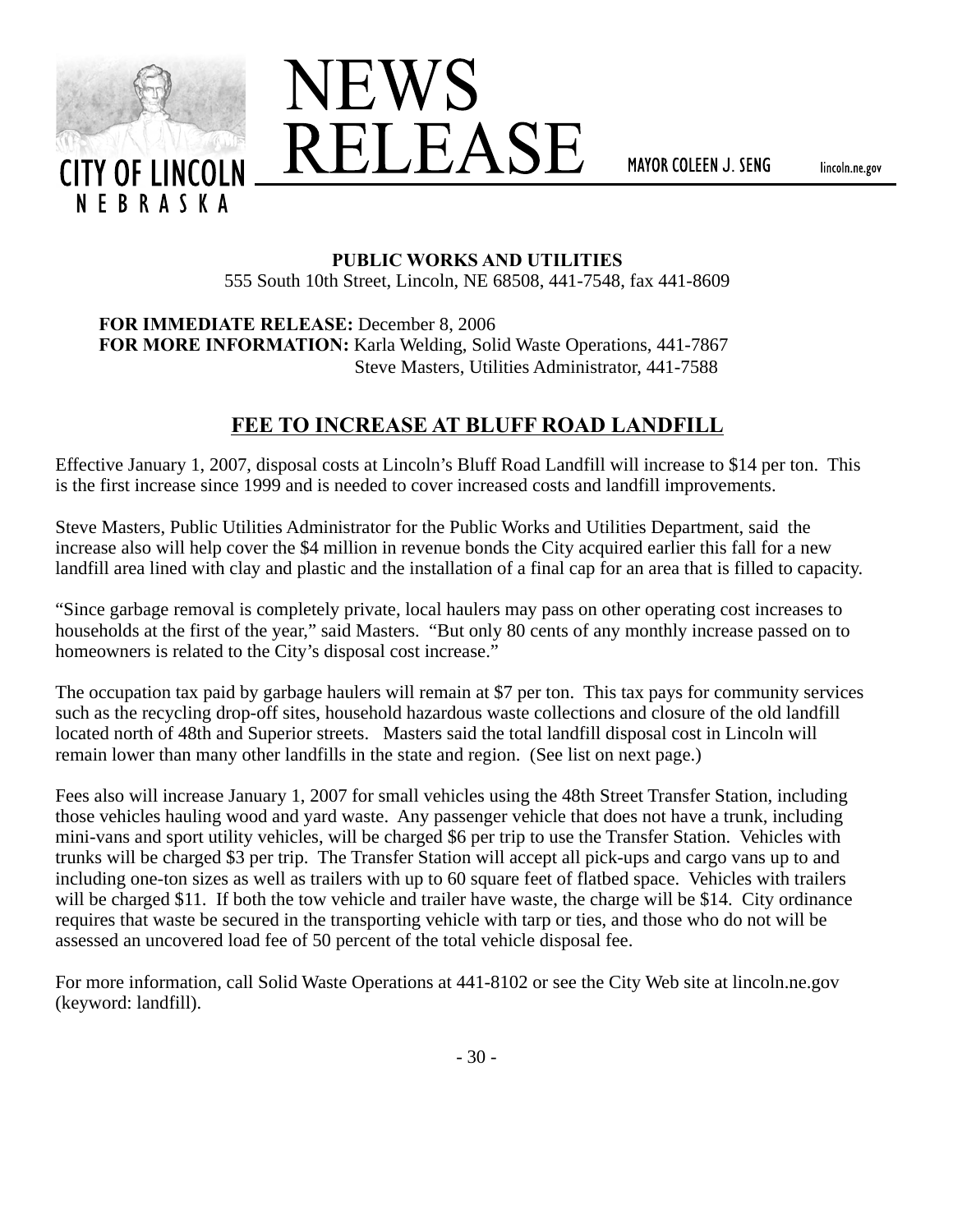CITY OF LINCOLN
NEBRASKA

# NEWS RELEASE

MAYOR COLEEN J. SENG lincoln.ne.gov

**PUBLIC WORKS AND UTILITIES**
555 South 10th Street, Lincoln, NE 68508, 441-7548, fax 441-8609

**FOR IMMEDIATE RELEASE:** December 8, 2006
**FOR MORE INFORMATION:** Karla Welding, Solid Waste Operations, 441-7867
Steve Masters, Utilities Administrator, 441-7588

## FEE TO INCREASE AT BLUFF ROAD LANDFILL

Effective January 1, 2007, disposal costs at Lincoln's Bluff Road Landfill will increase to $14 per ton. This is the first increase since 1999 and is needed to cover increased costs and landfill improvements.

Steve Masters, Public Utilities Administrator for the Public Works and Utilities Department, said the increase also will help cover the $4 million in revenue bonds the City acquired earlier this fall for a new landfill area lined with clay and plastic and the installation of a final cap for an area that is filled to capacity.

"Since garbage removal is completely private, local haulers may pass on other operating cost increases to households at the first of the year," said Masters. "But only 80 cents of any monthly increase passed on to homeowners is related to the City's disposal cost increase."

The occupation tax paid by garbage haulers will remain at $7 per ton. This tax pays for community services such as the recycling drop-off sites, household hazardous waste collections and closure of the old landfill located north of 48th and Superior streets. Masters said the total landfill disposal cost in Lincoln will remain lower than many other landfills in the state and region. (See list on next page.)

Fees also will increase January 1, 2007 for small vehicles using the 48th Street Transfer Station, including those vehicles hauling wood and yard waste. Any passenger vehicle that does not have a trunk, including mini-vans and sport utility vehicles, will be charged $6 per trip to use the Transfer Station. Vehicles with trunks will be charged $3 per trip. The Transfer Station will accept all pick-ups and cargo vans up to and including one-ton sizes as well as trailers with up to 60 square feet of flatbed space. Vehicles with trailers will be charged $11. If both the tow vehicle and trailer have waste, the charge will be $14. City ordinance requires that waste be secured in the transporting vehicle with tarp or ties, and those who do not will be assessed an uncovered load fee of 50 percent of the total vehicle disposal fee.

For more information, call Solid Waste Operations at 441-8102 or see the City Web site at lincoln.ne.gov (keyword: landfill).

- 30 -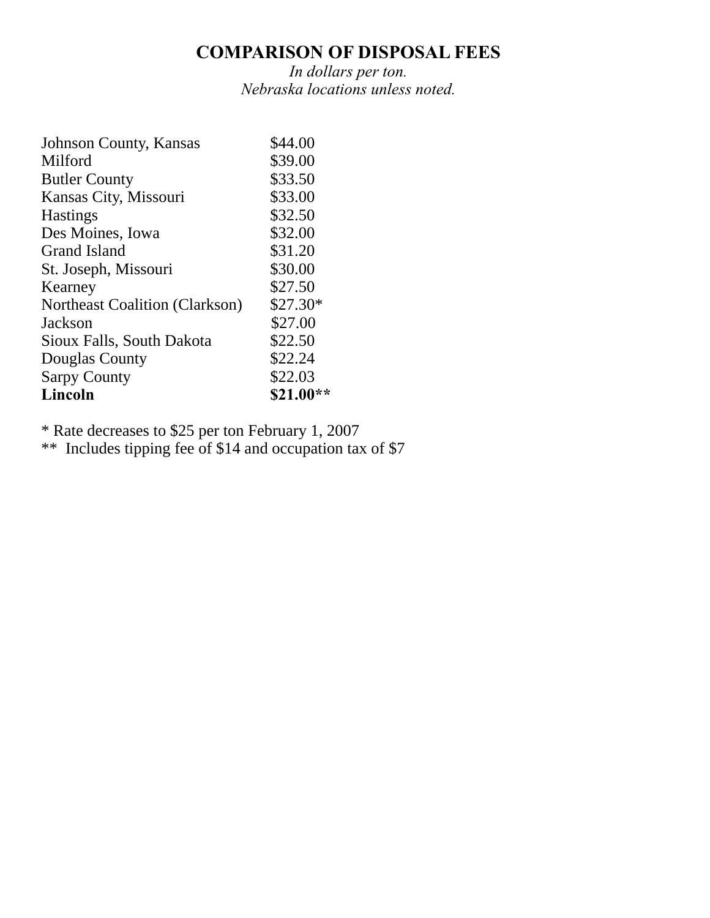## COMPARISON OF DISPOSAL FEES

*In dollars per ton.*
*Nebraska locations unless noted.*

| Location | Fee |
|---|---|
| Johnson County, Kansas | $44.00 |
| Milford | $39.00 |
| Butler County | $33.50 |
| Kansas City, Missouri | $33.00 |
| Hastings | $32.50 |
| Des Moines, Iowa | $32.00 |
| Grand Island | $31.20 |
| St. Joseph, Missouri | $30.00 |
| Kearney | $27.50 |
| Northeast Coalition (Clarkson) | $27.30* |
| Jackson | $27.00 |
| Sioux Falls, South Dakota | $22.50 |
| Douglas County | $22.24 |
| Sarpy County | $22.03 |
| **Lincoln** | **$21.00\*\*** |

\* Rate decreases to $25 per ton February 1, 2007
\*\* Includes tipping fee of $14 and occupation tax of $7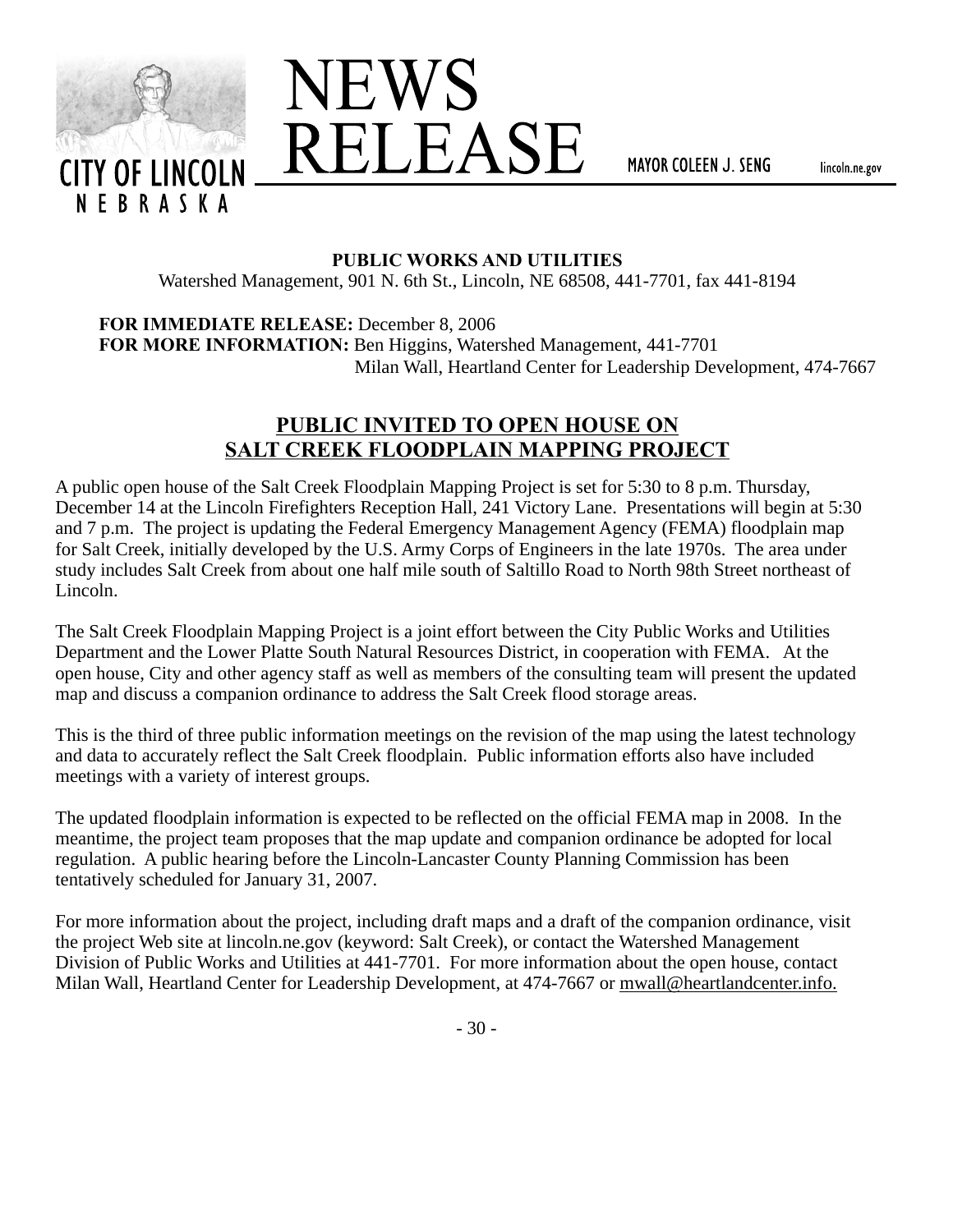CITY OF LINCOLN
NEBRASKA

# NEWS RELEASE

MAYOR COLEEN J. SENG lincoln.ne.gov

**PUBLIC WORKS AND UTILITIES**
Watershed Management, 901 N. 6th St., Lincoln, NE 68508, 441-7701, fax 441-8194

**FOR IMMEDIATE RELEASE:** December 8, 2006
**FOR MORE INFORMATION:** Ben Higgins, Watershed Management, 441-7701
Milan Wall, Heartland Center for Leadership Development, 474-7667

## PUBLIC INVITED TO OPEN HOUSE ON SALT CREEK FLOODPLAIN MAPPING PROJECT

A public open house of the Salt Creek Floodplain Mapping Project is set for 5:30 to 8 p.m. Thursday, December 14 at the Lincoln Firefighters Reception Hall, 241 Victory Lane. Presentations will begin at 5:30 and 7 p.m. The project is updating the Federal Emergency Management Agency (FEMA) floodplain map for Salt Creek, initially developed by the U.S. Army Corps of Engineers in the late 1970s. The area under study includes Salt Creek from about one half mile south of Saltillo Road to North 98th Street northeast of Lincoln.

The Salt Creek Floodplain Mapping Project is a joint effort between the City Public Works and Utilities Department and the Lower Platte South Natural Resources District, in cooperation with FEMA. At the open house, City and other agency staff as well as members of the consulting team will present the updated map and discuss a companion ordinance to address the Salt Creek flood storage areas.

This is the third of three public information meetings on the revision of the map using the latest technology and data to accurately reflect the Salt Creek floodplain. Public information efforts also have included meetings with a variety of interest groups.

The updated floodplain information is expected to be reflected on the official FEMA map in 2008. In the meantime, the project team proposes that the map update and companion ordinance be adopted for local regulation. A public hearing before the Lincoln-Lancaster County Planning Commission has been tentatively scheduled for January 31, 2007.

For more information about the project, including draft maps and a draft of the companion ordinance, visit the project Web site at lincoln.ne.gov (keyword: Salt Creek), or contact the Watershed Management Division of Public Works and Utilities at 441-7701. For more information about the open house, contact Milan Wall, Heartland Center for Leadership Development, at 474-7667 or mwall@heartlandcenter.info.

- 30 -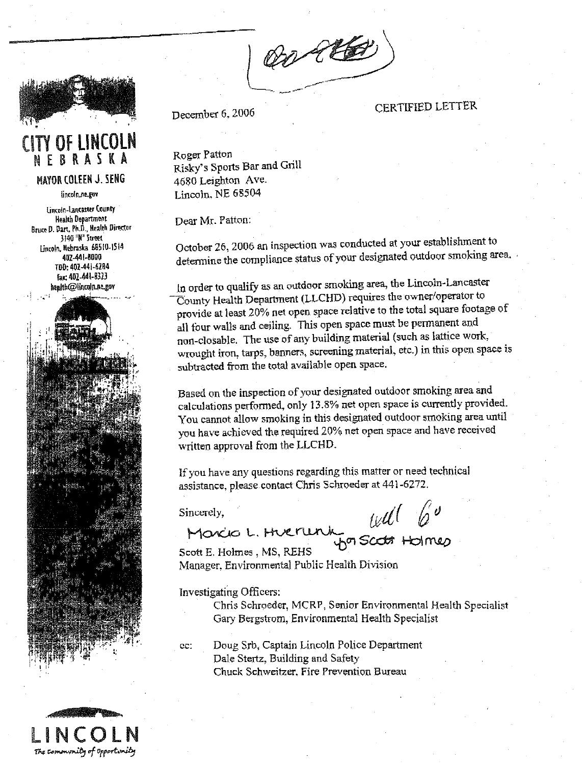CITY OF LINCOLN
NEBRASKA

MAYOR COLEEN J. SENG

lincoln.ne.gov

Lincoln-Lancaster County
Health Department
Bruce D. Dart, Ph.D., Health Director
3140 "N" Street
Lincoln, Nebraska 68510-1514
402-441-8000
TDD: 402-441-6284
fax: 402-441-8323
health@lincoln.ne.gov

December 6, 2006

CERTIFIED LETTER

Roger Patton
Risky's Sports Bar and Grill
4680 Leighton Ave.
Lincoln, NE 68504

Dear Mr. Patton:

October 26, 2006 an inspection was conducted at your establishment to determine the compliance status of your designated outdoor smoking area.

In order to qualify as an outdoor smoking area, the Lincoln-Lancaster County Health Department (LLCHD) requires the owner/operator to provide at least 20% net open space relative to the total square footage of all four walls and ceiling. This open space must be permanent and non-closable. The use of any building material (such as lattice work, wrought iron, tarps, banners, screening material, etc.) in this open space is subtracted from the total available open space.

Based on the inspection of your designated outdoor smoking area and calculations performed, only 13.8% net open space is currently provided. You cannot allow smoking in this designated outdoor smoking area until you have achieved the required 20% net open space and have received written approval from the LLCHD.

If you have any questions regarding this matter or need technical assistance, please contact Chris Schroeder at 441-6272.

Sincerely,

Marcia L. Hvezenk for Scott Holmes

Scott E. Holmes, MS, REHS
Manager, Environmental Public Health Division

Investigating Officers:
- Chris Schroeder, MCRP, Senior Environmental Health Specialist
- Gary Bergstrom, Environmental Health Specialist

cc:
- Doug Srb, Captain Lincoln Police Department
- Dale Stertz, Building and Safety
- Chuck Schweitzer, Fire Prevention Bureau

LINCOLN
*The Community of Opportunity*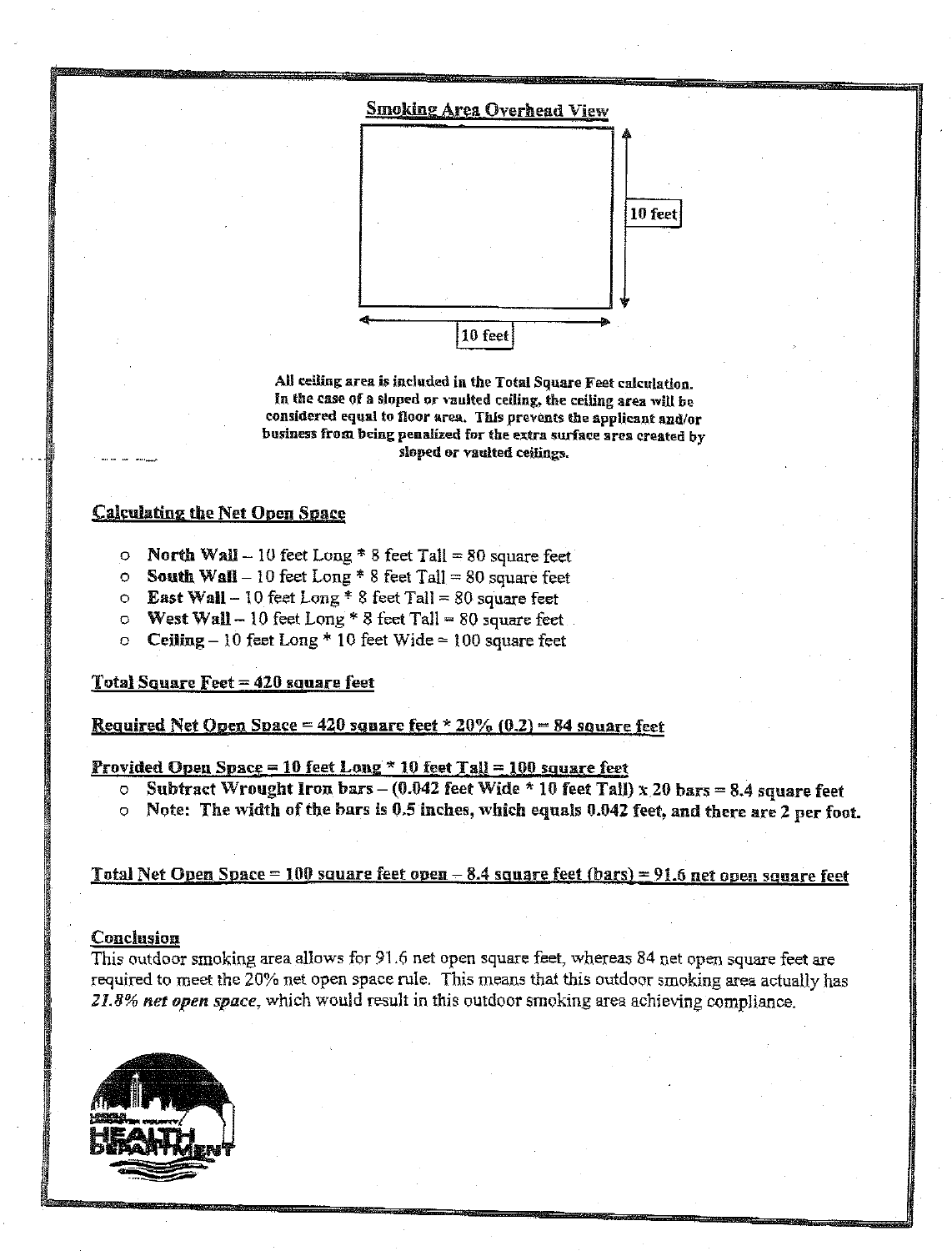## Smoking Area Overhead View

10 feet

10 feet

**All ceiling area is included in the Total Square Feet calculation. In the case of a sloped or vaulted ceiling, the ceiling area will be considered equal to floor area. This prevents the applicant and/or business from being penalized for the extra surface area created by sloped or vaulted ceilings.**

**Calculating the Net Open Space**

- **North Wall** – 10 feet Long * 8 feet Tall = 80 square feet
- **South Wall** – 10 feet Long * 8 feet Tall = 80 square feet
- **East Wall** – 10 feet Long * 8 feet Tall = 80 square feet
- **West Wall** – 10 feet Long * 8 feet Tall = 80 square feet
- **Ceiling** – 10 feet Long * 10 feet Wide = 100 square feet

**Total Square Feet = 420 square feet**

**Required Net Open Space = 420 square feet * 20% (0.2) = 84 square feet**

**Provided Open Space = 10 feet Long * 10 feet Tall = 100 square feet**

- **Subtract Wrought Iron bars – (0.042 feet Wide * 10 feet Tall) x 20 bars = 8.4 square feet**
- **Note: The width of the bars is 0.5 inches, which equals 0.042 feet, and there are 2 per foot.**

**Total Net Open Space = 100 square feet open – 8.4 square feet (bars) = 91.6 net open square feet**

**Conclusion**

This outdoor smoking area allows for 91.6 net open square feet, whereas 84 net open square feet are required to meet the 20% net open space rule. This means that this outdoor smoking area actually has ***21.8% net open space***, which would result in this outdoor smoking area achieving compliance.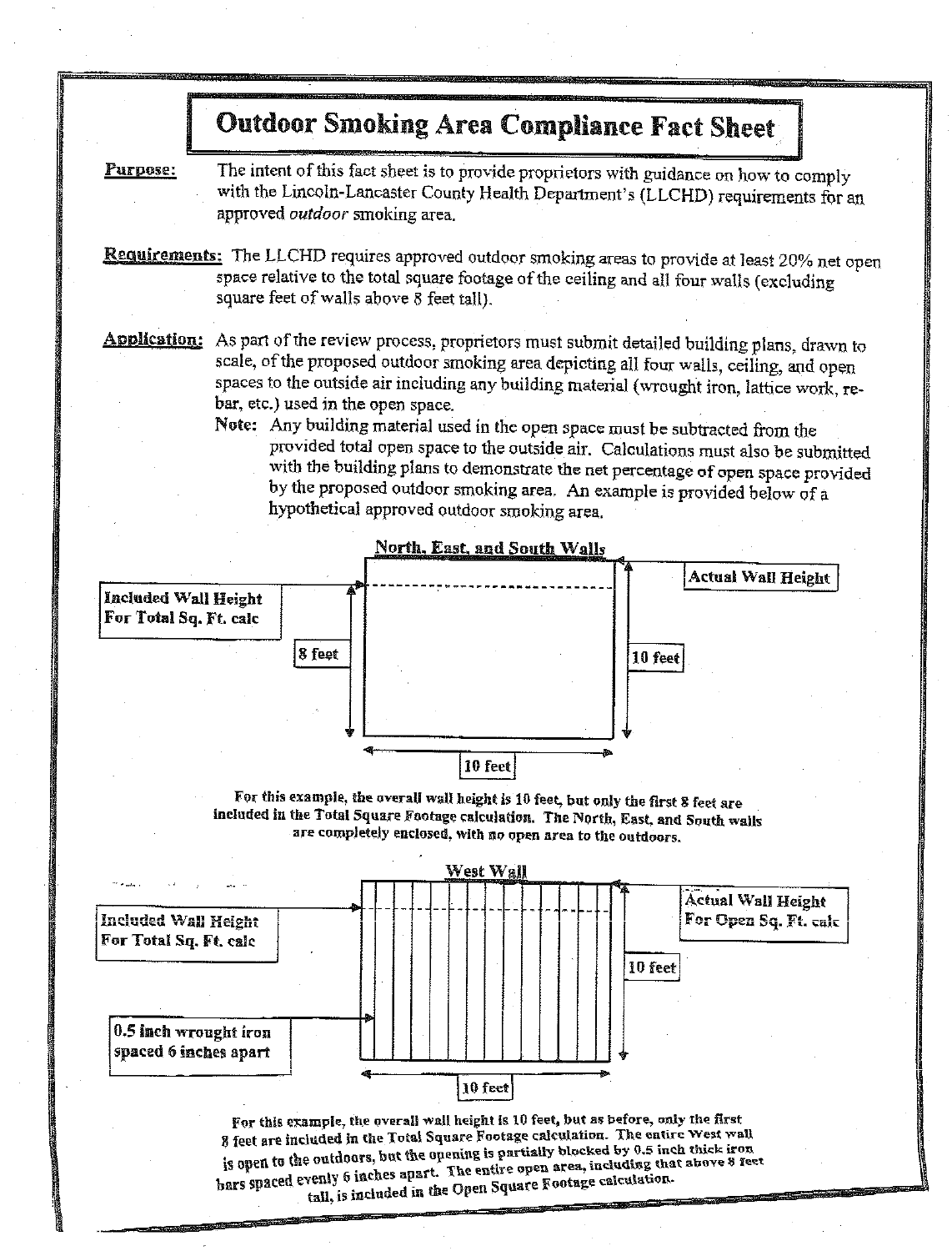# Outdoor Smoking Area Compliance Fact Sheet

**Purpose:** The intent of this fact sheet is to provide proprietors with guidance on how to comply with the Lincoln-Lancaster County Health Department's (LLCHD) requirements for an approved *outdoor* smoking area.

**Requirements:** The LLCHD requires approved outdoor smoking areas to provide at least 20% net open space relative to the total square footage of the ceiling and all four walls (excluding square feet of walls above 8 feet tall).

**Application:** As part of the review process, proprietors must submit detailed building plans, drawn to scale, of the proposed outdoor smoking area depicting all four walls, ceiling, and open spaces to the outside air including any building material (wrought iron, lattice work, re-bar, etc.) used in the open space.

**Note:** Any building material used in the open space must be subtracted from the provided total open space to the outside air. Calculations must also be submitted with the building plans to demonstrate the net percentage of open space provided by the proposed outdoor smoking area. An example is provided below of a hypothetical approved outdoor smoking area.

**North, East, and South Walls**

Included Wall Height For Total Sq. Ft. calc

Actual Wall Height

8 feet

10 feet

10 feet

**For this example, the overall wall height is 10 feet, but only the first 8 feet are included in the Total Square Footage calculation. The North, East, and South walls are completely enclosed, with no open area to the outdoors.**

**West Wall**

Included Wall Height For Total Sq. Ft. calc

Actual Wall Height For Open Sq. Ft. calc

10 feet

0.5 inch wrought iron spaced 6 inches apart

10 feet

**For this example, the overall wall height is 10 feet, but as before, only the first 8 feet are included in the Total Square Footage calculation. The entire West wall is open to the outdoors, but the opening is partially blocked by 0.5 inch thick iron bars spaced evenly 6 inches apart. The entire open area, including that above 8 feet tall, is included in the Open Square Footage calculation.**